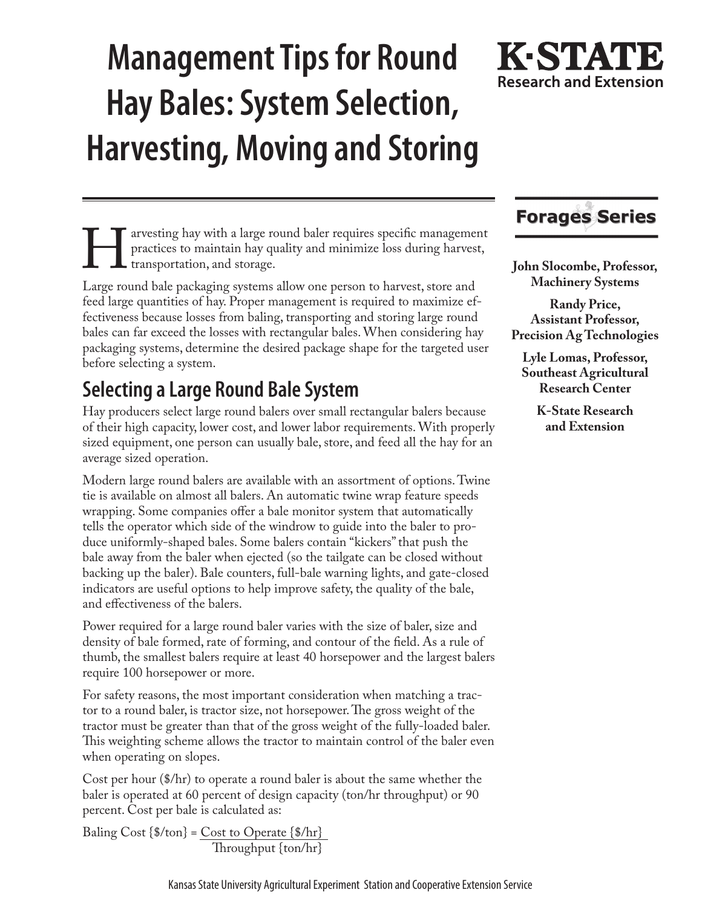# Management Tips for Round Hay Bales: System Selection, Harvesting, Moving and Storing

**K·STATE Research and Extension**

**Forages Series**

**John Slocombe, Professor, Machinery Systems**

**Randy Price, Assistant Professor, Precision Ag Technologies**

**Lyle Lomas, Professor, Southeast Agricultural Research Center**

**K-State Research and Extension**

Harvesting hay with a large round baler requires specific management practices to maintain hay quality and minimize loss during harvest, transportation, and storage.

Large round bale packaging systems allow one person to harvest, store and feed large quantities of hay. Proper management is required to maximize effectiveness because losses from baling, transporting and storing large round bales can far exceed the losses with rectangular bales. When considering hay packaging systems, determine the desired package shape for the targeted user before selecting a system.

## Selecting a Large Round Bale System

Hay producers select large round balers over small rectangular balers because of their high capacity, lower cost, and lower labor requirements. With properly sized equipment, one person can usually bale, store, and feed all the hay for an average sized operation.

Modern large round balers are available with an assortment of options. Twine tie is available on almost all balers. An automatic twine wrap feature speeds wrapping. Some companies offer a bale monitor system that automatically tells the operator which side of the windrow to guide into the baler to produce uniformly-shaped bales. Some balers contain "kickers" that push the bale away from the baler when ejected (so the tailgate can be closed without backing up the baler). Bale counters, full-bale warning lights, and gate-closed indicators are useful options to help improve safety, the quality of the bale, and effectiveness of the balers.

Power required for a large round baler varies with the size of baler, size and density of bale formed, rate of forming, and contour of the field. As a rule of thumb, the smallest balers require at least 40 horsepower and the largest balers require 100 horsepower or more.

For safety reasons, the most important consideration when matching a tractor to a round baler, is tractor size, not horsepower. The gross weight of the tractor must be greater than that of the gross weight of the fully-loaded baler. This weighting scheme allows the tractor to maintain control of the baler even when operating on slopes.

Cost per hour ($/hr) to operate a round baler is about the same whether the baler is operated at 60 percent of design capacity (ton/hr throughput) or 90 percent. Cost per bale is calculated as:

$$\text{Baling Cost } \{\$/\text{ton}\} = \frac{\text{Cost to Operate } \{\$/\text{hr}\}}{\text{Throughput } \{\text{ton/hr}\}}$$

Kansas State University Agricultural Experiment Station and Cooperative Extension Service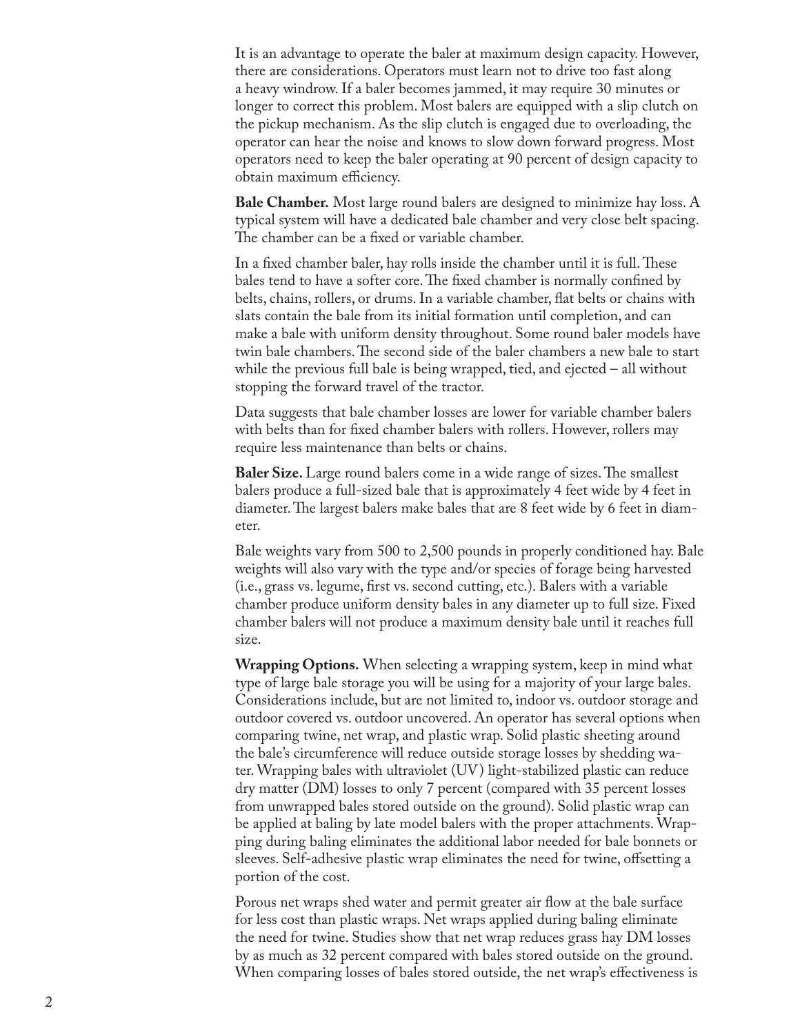It is an advantage to operate the baler at maximum design capacity. However, there are considerations. Operators must learn not to drive too fast along a heavy windrow. If a baler becomes jammed, it may require 30 minutes or longer to correct this problem. Most balers are equipped with a slip clutch on the pickup mechanism. As the slip clutch is engaged due to overloading, the operator can hear the noise and knows to slow down forward progress. Most operators need to keep the baler operating at 90 percent of design capacity to obtain maximum efficiency.

**Bale Chamber.** Most large round balers are designed to minimize hay loss. A typical system will have a dedicated bale chamber and very close belt spacing. The chamber can be a fixed or variable chamber.

In a fixed chamber baler, hay rolls inside the chamber until it is full. These bales tend to have a softer core. The fixed chamber is normally confined by belts, chains, rollers, or drums. In a variable chamber, flat belts or chains with slats contain the bale from its initial formation until completion, and can make a bale with uniform density throughout. Some round baler models have twin bale chambers. The second side of the baler chambers a new bale to start while the previous full bale is being wrapped, tied, and ejected – all without stopping the forward travel of the tractor.

Data suggests that bale chamber losses are lower for variable chamber balers with belts than for fixed chamber balers with rollers. However, rollers may require less maintenance than belts or chains.

**Baler Size.** Large round balers come in a wide range of sizes. The smallest balers produce a full-sized bale that is approximately 4 feet wide by 4 feet in diameter. The largest balers make bales that are 8 feet wide by 6 feet in diameter.

Bale weights vary from 500 to 2,500 pounds in properly conditioned hay. Bale weights will also vary with the type and/or species of forage being harvested (i.e., grass vs. legume, first vs. second cutting, etc.). Balers with a variable chamber produce uniform density bales in any diameter up to full size. Fixed chamber balers will not produce a maximum density bale until it reaches full size.

**Wrapping Options.** When selecting a wrapping system, keep in mind what type of large bale storage you will be using for a majority of your large bales. Considerations include, but are not limited to, indoor vs. outdoor storage and outdoor covered vs. outdoor uncovered. An operator has several options when comparing twine, net wrap, and plastic wrap. Solid plastic sheeting around the bale's circumference will reduce outside storage losses by shedding water. Wrapping bales with ultraviolet (UV) light-stabilized plastic can reduce dry matter (DM) losses to only 7 percent (compared with 35 percent losses from unwrapped bales stored outside on the ground). Solid plastic wrap can be applied at baling by late model balers with the proper attachments. Wrapping during baling eliminates the additional labor needed for bale bonnets or sleeves. Self-adhesive plastic wrap eliminates the need for twine, offsetting a portion of the cost.

Porous net wraps shed water and permit greater air flow at the bale surface for less cost than plastic wraps. Net wraps applied during baling eliminate the need for twine. Studies show that net wrap reduces grass hay DM losses by as much as 32 percent compared with bales stored outside on the ground. When comparing losses of bales stored outside, the net wrap's effectiveness is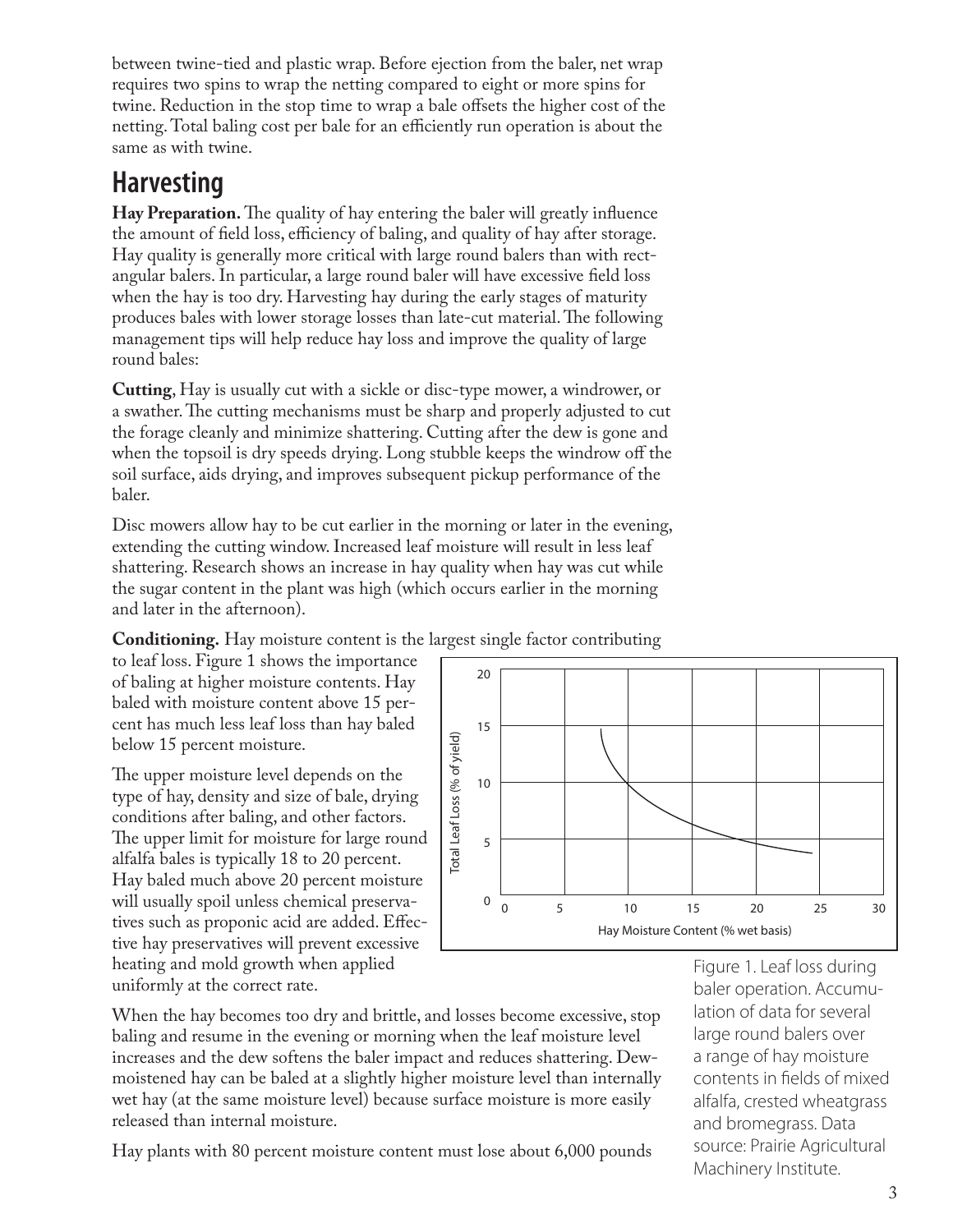between twine-tied and plastic wrap. Before ejection from the baler, net wrap requires two spins to wrap the netting compared to eight or more spins for twine. Reduction in the stop time to wrap a bale offsets the higher cost of the netting. Total baling cost per bale for an efficiently run operation is about the same as with twine.

## Harvesting

**Hay Preparation.** The quality of hay entering the baler will greatly influence the amount of field loss, efficiency of baling, and quality of hay after storage. Hay quality is generally more critical with large round balers than with rectangular balers. In particular, a large round baler will have excessive field loss when the hay is too dry. Harvesting hay during the early stages of maturity produces bales with lower storage losses than late-cut material. The following management tips will help reduce hay loss and improve the quality of large round bales:

**Cutting**, Hay is usually cut with a sickle or disc-type mower, a windrower, or a swather. The cutting mechanisms must be sharp and properly adjusted to cut the forage cleanly and minimize shattering. Cutting after the dew is gone and when the topsoil is dry speeds drying. Long stubble keeps the windrow off the soil surface, aids drying, and improves subsequent pickup performance of the baler.

Disc mowers allow hay to be cut earlier in the morning or later in the evening, extending the cutting window. Increased leaf moisture will result in less leaf shattering. Research shows an increase in hay quality when hay was cut while the sugar content in the plant was high (which occurs earlier in the morning and later in the afternoon).

**Conditioning.** Hay moisture content is the largest single factor contributing to leaf loss. Figure 1 shows the importance of baling at higher moisture contents. Hay baled with moisture content above 15 percent has much less leaf loss than hay baled below 15 percent moisture.

The upper moisture level depends on the type of hay, density and size of bale, drying conditions after baling, and other factors. The upper limit for moisture for large round alfalfa bales is typically 18 to 20 percent. Hay baled much above 20 percent moisture will usually spoil unless chemical preservatives such as proponic acid are added. Effective hay preservatives will prevent excessive heating and mold growth when applied uniformly at the correct rate.

Figure 1. Leaf loss during baler operation. Accumulation of data for several large round balers over a range of hay moisture contents in fields of mixed alfalfa, crested wheatgrass and bromegrass. Data source: Prairie Agricultural Machinery Institute.

When the hay becomes too dry and brittle, and losses become excessive, stop baling and resume in the evening or morning when the leaf moisture level increases and the dew softens the baler impact and reduces shattering. Dew-moistened hay can be baled at a slightly higher moisture level than internally wet hay (at the same moisture level) because surface moisture is more easily released than internal moisture.

Hay plants with 80 percent moisture content must lose about 6,000 pounds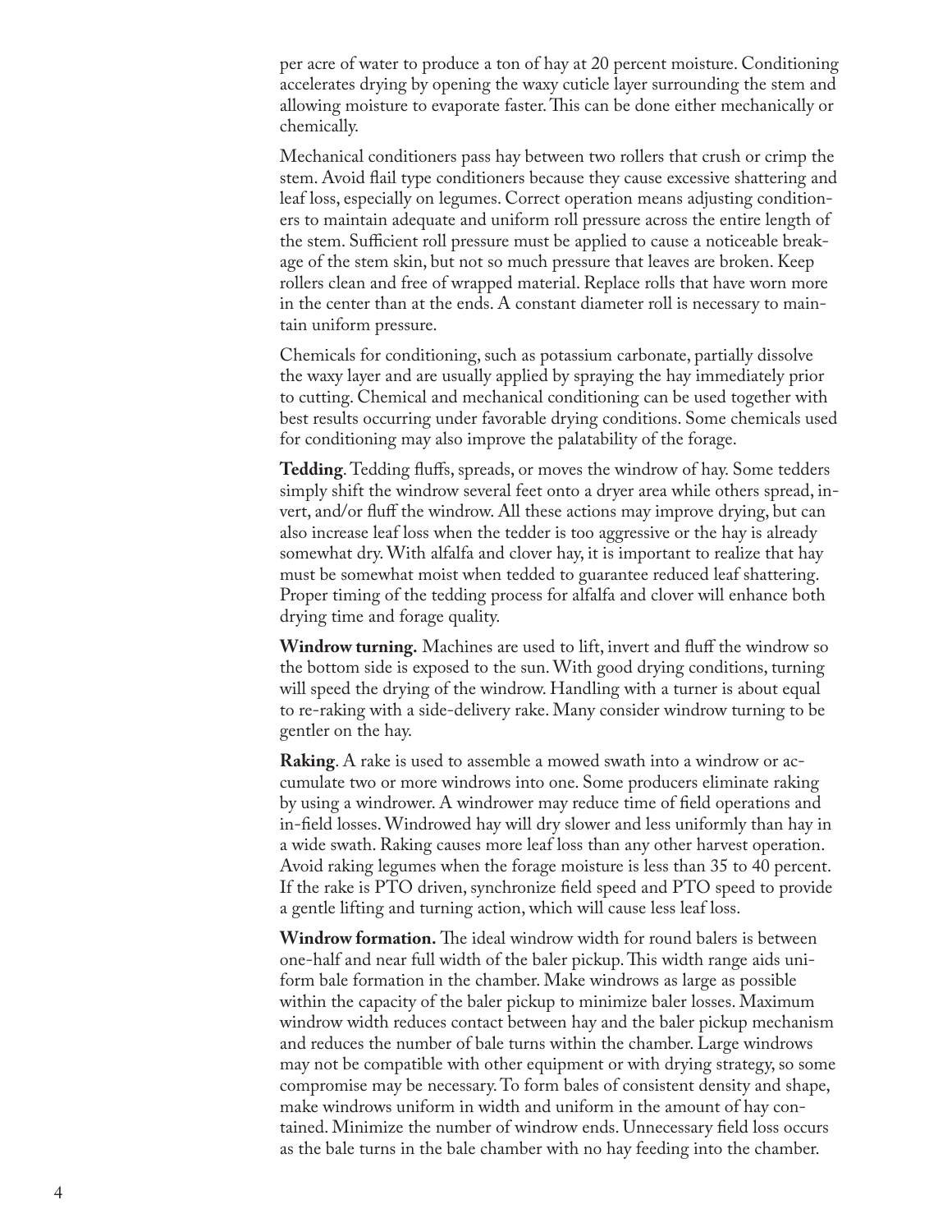per acre of water to produce a ton of hay at 20 percent moisture. Conditioning accelerates drying by opening the waxy cuticle layer surrounding the stem and allowing moisture to evaporate faster. This can be done either mechanically or chemically.

Mechanical conditioners pass hay between two rollers that crush or crimp the stem. Avoid flail type conditioners because they cause excessive shattering and leaf loss, especially on legumes. Correct operation means adjusting conditioners to maintain adequate and uniform roll pressure across the entire length of the stem. Sufficient roll pressure must be applied to cause a noticeable breakage of the stem skin, but not so much pressure that leaves are broken. Keep rollers clean and free of wrapped material. Replace rolls that have worn more in the center than at the ends. A constant diameter roll is necessary to maintain uniform pressure.

Chemicals for conditioning, such as potassium carbonate, partially dissolve the waxy layer and are usually applied by spraying the hay immediately prior to cutting. Chemical and mechanical conditioning can be used together with best results occurring under favorable drying conditions. Some chemicals used for conditioning may also improve the palatability of the forage.

**Tedding**. Tedding fluffs, spreads, or moves the windrow of hay. Some tedders simply shift the windrow several feet onto a dryer area while others spread, invert, and/or fluff the windrow. All these actions may improve drying, but can also increase leaf loss when the tedder is too aggressive or the hay is already somewhat dry. With alfalfa and clover hay, it is important to realize that hay must be somewhat moist when tedded to guarantee reduced leaf shattering. Proper timing of the tedding process for alfalfa and clover will enhance both drying time and forage quality.

**Windrow turning.** Machines are used to lift, invert and fluff the windrow so the bottom side is exposed to the sun. With good drying conditions, turning will speed the drying of the windrow. Handling with a turner is about equal to re-raking with a side-delivery rake. Many consider windrow turning to be gentler on the hay.

**Raking**. A rake is used to assemble a mowed swath into a windrow or accumulate two or more windrows into one. Some producers eliminate raking by using a windrower. A windrower may reduce time of field operations and in-field losses. Windrowed hay will dry slower and less uniformly than hay in a wide swath. Raking causes more leaf loss than any other harvest operation. Avoid raking legumes when the forage moisture is less than 35 to 40 percent. If the rake is PTO driven, synchronize field speed and PTO speed to provide a gentle lifting and turning action, which will cause less leaf loss.

**Windrow formation.** The ideal windrow width for round balers is between one-half and near full width of the baler pickup. This width range aids uniform bale formation in the chamber. Make windrows as large as possible within the capacity of the baler pickup to minimize baler losses. Maximum windrow width reduces contact between hay and the baler pickup mechanism and reduces the number of bale turns within the chamber. Large windrows may not be compatible with other equipment or with drying strategy, so some compromise may be necessary. To form bales of consistent density and shape, make windrows uniform in width and uniform in the amount of hay contained. Minimize the number of windrow ends. Unnecessary field loss occurs as the bale turns in the bale chamber with no hay feeding into the chamber.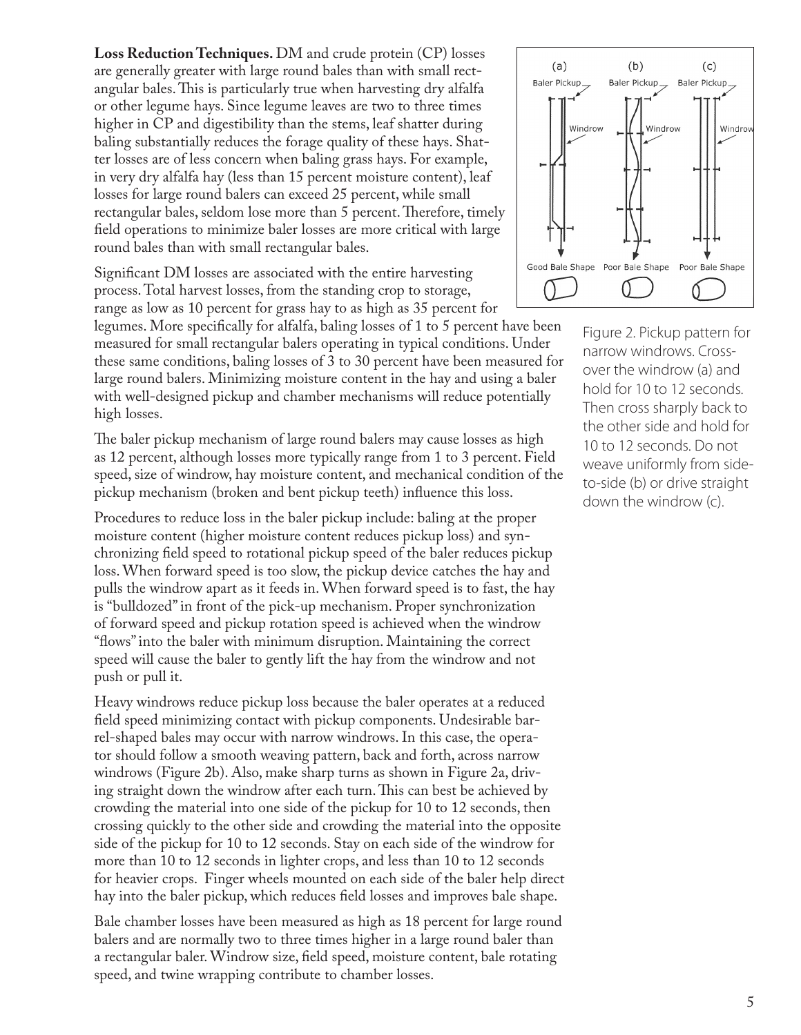**Loss Reduction Techniques.** DM and crude protein (CP) losses are generally greater with large round bales than with small rectangular bales. This is particularly true when harvesting dry alfalfa or other legume hays. Since legume leaves are two to three times higher in CP and digestibility than the stems, leaf shatter during baling substantially reduces the forage quality of these hays. Shatter losses are of less concern when baling grass hays. For example, in very dry alfalfa hay (less than 15 percent moisture content), leaf losses for large round balers can exceed 25 percent, while small rectangular bales, seldom lose more than 5 percent. Therefore, timely field operations to minimize baler losses are more critical with large round bales than with small rectangular bales.

Significant DM losses are associated with the entire harvesting process. Total harvest losses, from the standing crop to storage, range as low as 10 percent for grass hay to as high as 35 percent for legumes. More specifically for alfalfa, baling losses of 1 to 5 percent have been measured for small rectangular balers operating in typical conditions. Under these same conditions, baling losses of 3 to 30 percent have been measured for large round balers. Minimizing moisture content in the hay and using a baler with well-designed pickup and chamber mechanisms will reduce potentially high losses.

The baler pickup mechanism of large round balers may cause losses as high as 12 percent, although losses more typically range from 1 to 3 percent. Field speed, size of windrow, hay moisture content, and mechanical condition of the pickup mechanism (broken and bent pickup teeth) influence this loss.

Procedures to reduce loss in the baler pickup include: baling at the proper moisture content (higher moisture content reduces pickup loss) and synchronizing field speed to rotational pickup speed of the baler reduces pickup loss. When forward speed is too slow, the pickup device catches the hay and pulls the windrow apart as it feeds in. When forward speed is to fast, the hay is "bulldozed" in front of the pick-up mechanism. Proper synchronization of forward speed and pickup rotation speed is achieved when the windrow "flows" into the baler with minimum disruption. Maintaining the correct speed will cause the baler to gently lift the hay from the windrow and not push or pull it.

Heavy windrows reduce pickup loss because the baler operates at a reduced field speed minimizing contact with pickup components. Undesirable barrel-shaped bales may occur with narrow windrows. In this case, the operator should follow a smooth weaving pattern, back and forth, across narrow windrows (Figure 2b). Also, make sharp turns as shown in Figure 2a, driving straight down the windrow after each turn. This can best be achieved by crowding the material into one side of the pickup for 10 to 12 seconds, then crossing quickly to the other side and crowding the material into the opposite side of the pickup for 10 to 12 seconds. Stay on each side of the windrow for more than 10 to 12 seconds in lighter crops, and less than 10 to 12 seconds for heavier crops. Finger wheels mounted on each side of the baler help direct hay into the baler pickup, which reduces field losses and improves bale shape.

Bale chamber losses have been measured as high as 18 percent for large round balers and are normally two to three times higher in a large round baler than a rectangular baler. Windrow size, field speed, moisture content, bale rotating speed, and twine wrapping contribute to chamber losses.

Figure 2. Pickup pattern for narrow windrows. Crossover the windrow (a) and hold for 10 to 12 seconds. Then cross sharply back to the other side and hold for 10 to 12 seconds. Do not weave uniformly from side-to-side (b) or drive straight down the windrow (c).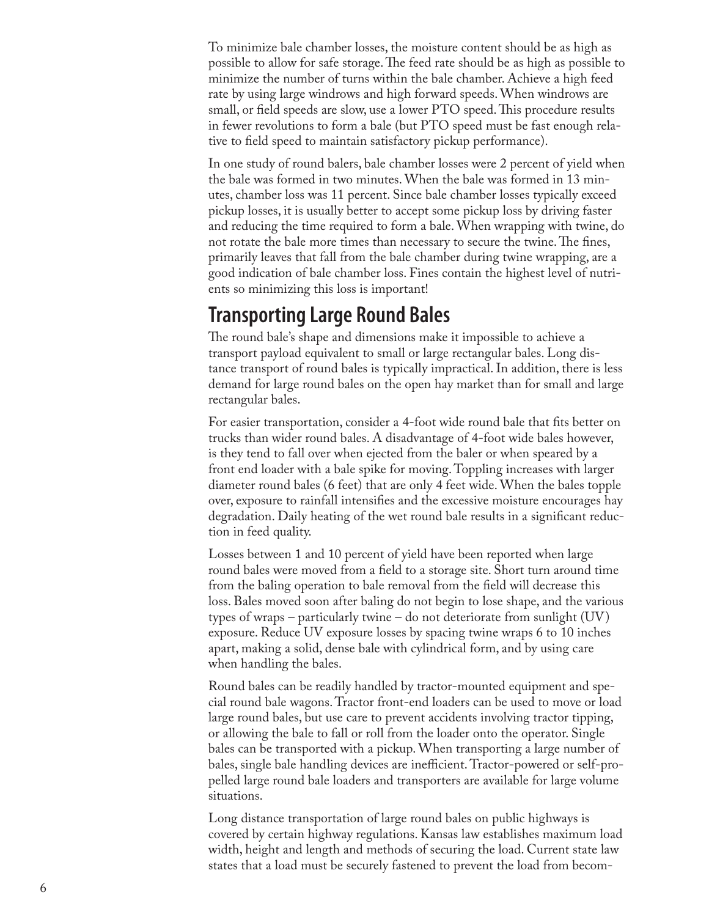To minimize bale chamber losses, the moisture content should be as high as possible to allow for safe storage. The feed rate should be as high as possible to minimize the number of turns within the bale chamber. Achieve a high feed rate by using large windrows and high forward speeds. When windrows are small, or field speeds are slow, use a lower PTO speed. This procedure results in fewer revolutions to form a bale (but PTO speed must be fast enough relative to field speed to maintain satisfactory pickup performance).

In one study of round balers, bale chamber losses were 2 percent of yield when the bale was formed in two minutes. When the bale was formed in 13 minutes, chamber loss was 11 percent. Since bale chamber losses typically exceed pickup losses, it is usually better to accept some pickup loss by driving faster and reducing the time required to form a bale. When wrapping with twine, do not rotate the bale more times than necessary to secure the twine. The fines, primarily leaves that fall from the bale chamber during twine wrapping, are a good indication of bale chamber loss. Fines contain the highest level of nutrients so minimizing this loss is important!

## Transporting Large Round Bales

The round bale's shape and dimensions make it impossible to achieve a transport payload equivalent to small or large rectangular bales. Long distance transport of round bales is typically impractical. In addition, there is less demand for large round bales on the open hay market than for small and large rectangular bales.

For easier transportation, consider a 4-foot wide round bale that fits better on trucks than wider round bales. A disadvantage of 4-foot wide bales however, is they tend to fall over when ejected from the baler or when speared by a front end loader with a bale spike for moving. Toppling increases with larger diameter round bales (6 feet) that are only 4 feet wide. When the bales topple over, exposure to rainfall intensifies and the excessive moisture encourages hay degradation. Daily heating of the wet round bale results in a significant reduction in feed quality.

Losses between 1 and 10 percent of yield have been reported when large round bales were moved from a field to a storage site. Short turn around time from the baling operation to bale removal from the field will decrease this loss. Bales moved soon after baling do not begin to lose shape, and the various types of wraps – particularly twine – do not deteriorate from sunlight (UV) exposure. Reduce UV exposure losses by spacing twine wraps 6 to 10 inches apart, making a solid, dense bale with cylindrical form, and by using care when handling the bales.

Round bales can be readily handled by tractor-mounted equipment and special round bale wagons. Tractor front-end loaders can be used to move or load large round bales, but use care to prevent accidents involving tractor tipping, or allowing the bale to fall or roll from the loader onto the operator. Single bales can be transported with a pickup. When transporting a large number of bales, single bale handling devices are inefficient. Tractor-powered or self-propelled large round bale loaders and transporters are available for large volume situations.

Long distance transportation of large round bales on public highways is covered by certain highway regulations. Kansas law establishes maximum load width, height and length and methods of securing the load. Current state law states that a load must be securely fastened to prevent the load from becom-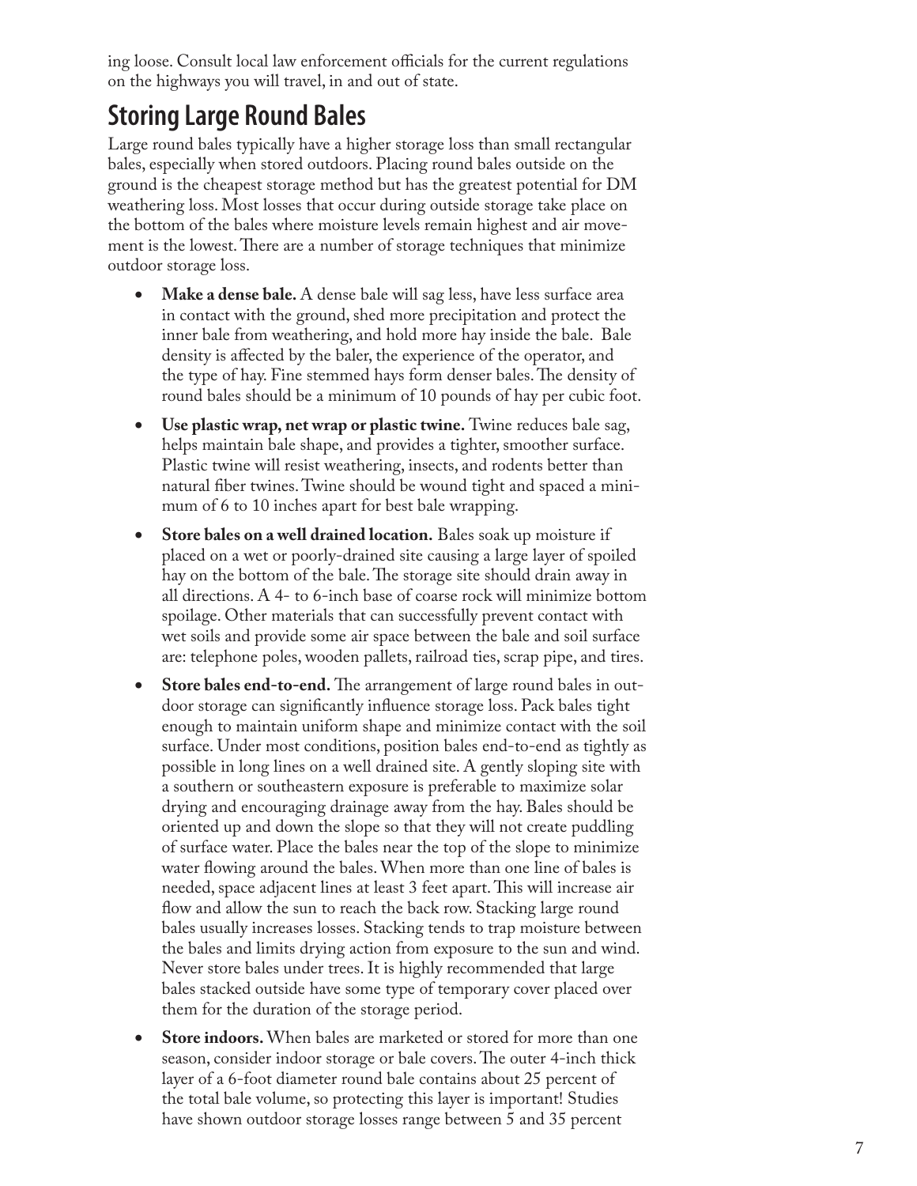ing loose. Consult local law enforcement officials for the current regulations on the highways you will travel, in and out of state.

## Storing Large Round Bales

Large round bales typically have a higher storage loss than small rectangular bales, especially when stored outdoors. Placing round bales outside on the ground is the cheapest storage method but has the greatest potential for DM weathering loss. Most losses that occur during outside storage take place on the bottom of the bales where moisture levels remain highest and air movement is the lowest. There are a number of storage techniques that minimize outdoor storage loss.

- **Make a dense bale.** A dense bale will sag less, have less surface area in contact with the ground, shed more precipitation and protect the inner bale from weathering, and hold more hay inside the bale. Bale density is affected by the baler, the experience of the operator, and the type of hay. Fine stemmed hays form denser bales. The density of round bales should be a minimum of 10 pounds of hay per cubic foot.
- **Use plastic wrap, net wrap or plastic twine.** Twine reduces bale sag, helps maintain bale shape, and provides a tighter, smoother surface. Plastic twine will resist weathering, insects, and rodents better than natural fiber twines. Twine should be wound tight and spaced a minimum of 6 to 10 inches apart for best bale wrapping.
- **Store bales on a well drained location.** Bales soak up moisture if placed on a wet or poorly-drained site causing a large layer of spoiled hay on the bottom of the bale. The storage site should drain away in all directions. A 4- to 6-inch base of coarse rock will minimize bottom spoilage. Other materials that can successfully prevent contact with wet soils and provide some air space between the bale and soil surface are: telephone poles, wooden pallets, railroad ties, scrap pipe, and tires.
- **Store bales end-to-end.** The arrangement of large round bales in outdoor storage can significantly influence storage loss. Pack bales tight enough to maintain uniform shape and minimize contact with the soil surface. Under most conditions, position bales end-to-end as tightly as possible in long lines on a well drained site. A gently sloping site with a southern or southeastern exposure is preferable to maximize solar drying and encouraging drainage away from the hay. Bales should be oriented up and down the slope so that they will not create puddling of surface water. Place the bales near the top of the slope to minimize water flowing around the bales. When more than one line of bales is needed, space adjacent lines at least 3 feet apart. This will increase air flow and allow the sun to reach the back row. Stacking large round bales usually increases losses. Stacking tends to trap moisture between the bales and limits drying action from exposure to the sun and wind. Never store bales under trees. It is highly recommended that large bales stacked outside have some type of temporary cover placed over them for the duration of the storage period.
- **Store indoors.** When bales are marketed or stored for more than one season, consider indoor storage or bale covers. The outer 4-inch thick layer of a 6-foot diameter round bale contains about 25 percent of the total bale volume, so protecting this layer is important! Studies have shown outdoor storage losses range between 5 and 35 percent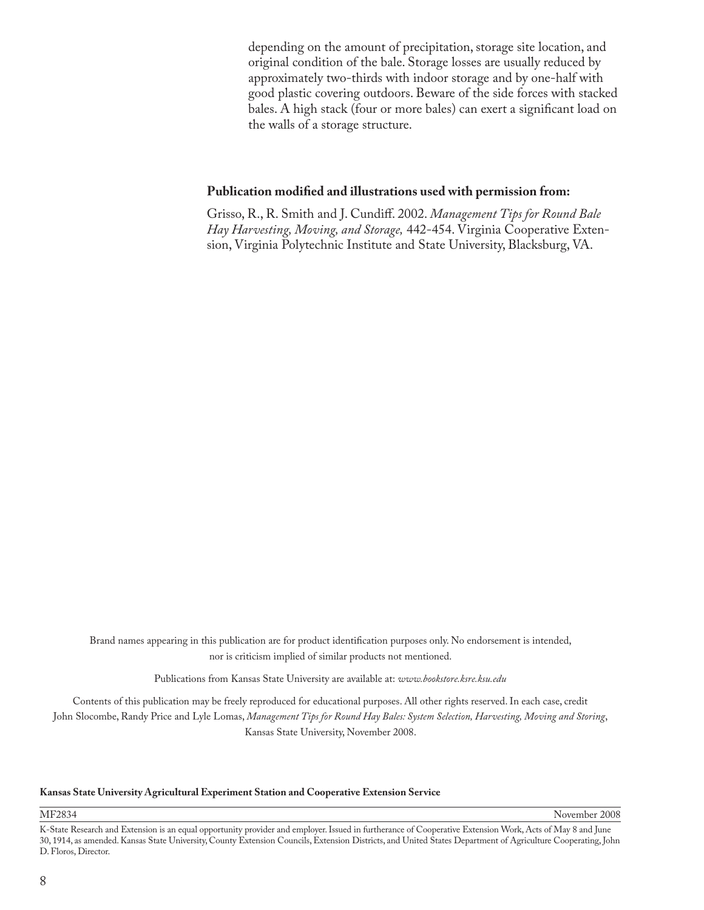depending on the amount of precipitation, storage site location, and original condition of the bale. Storage losses are usually reduced by approximately two-thirds with indoor storage and by one-half with good plastic covering outdoors. Beware of the side forces with stacked bales. A high stack (four or more bales) can exert a significant load on the walls of a storage structure.

**Publication modified and illustrations used with permission from:**

Grisso, R., R. Smith and J. Cundiff. 2002. *Management Tips for Round Bale Hay Harvesting, Moving, and Storage,* 442-454. Virginia Cooperative Extension, Virginia Polytechnic Institute and State University, Blacksburg, VA.

Brand names appearing in this publication are for product identification purposes only. No endorsement is intended, nor is criticism implied of similar products not mentioned.

Publications from Kansas State University are available at: *www.bookstore.ksre.ksu.edu*

Contents of this publication may be freely reproduced for educational purposes. All other rights reserved. In each case, credit John Slocombe, Randy Price and Lyle Lomas, *Management Tips for Round Hay Bales: System Selection, Harvesting, Moving and Storing*, Kansas State University, November 2008.

**Kansas State University Agricultural Experiment Station and Cooperative Extension Service**

MF2834 November 2008

K-State Research and Extension is an equal opportunity provider and employer. Issued in furtherance of Cooperative Extension Work, Acts of May 8 and June 30, 1914, as amended. Kansas State University, County Extension Councils, Extension Districts, and United States Department of Agriculture Cooperating, John D. Floros, Director.